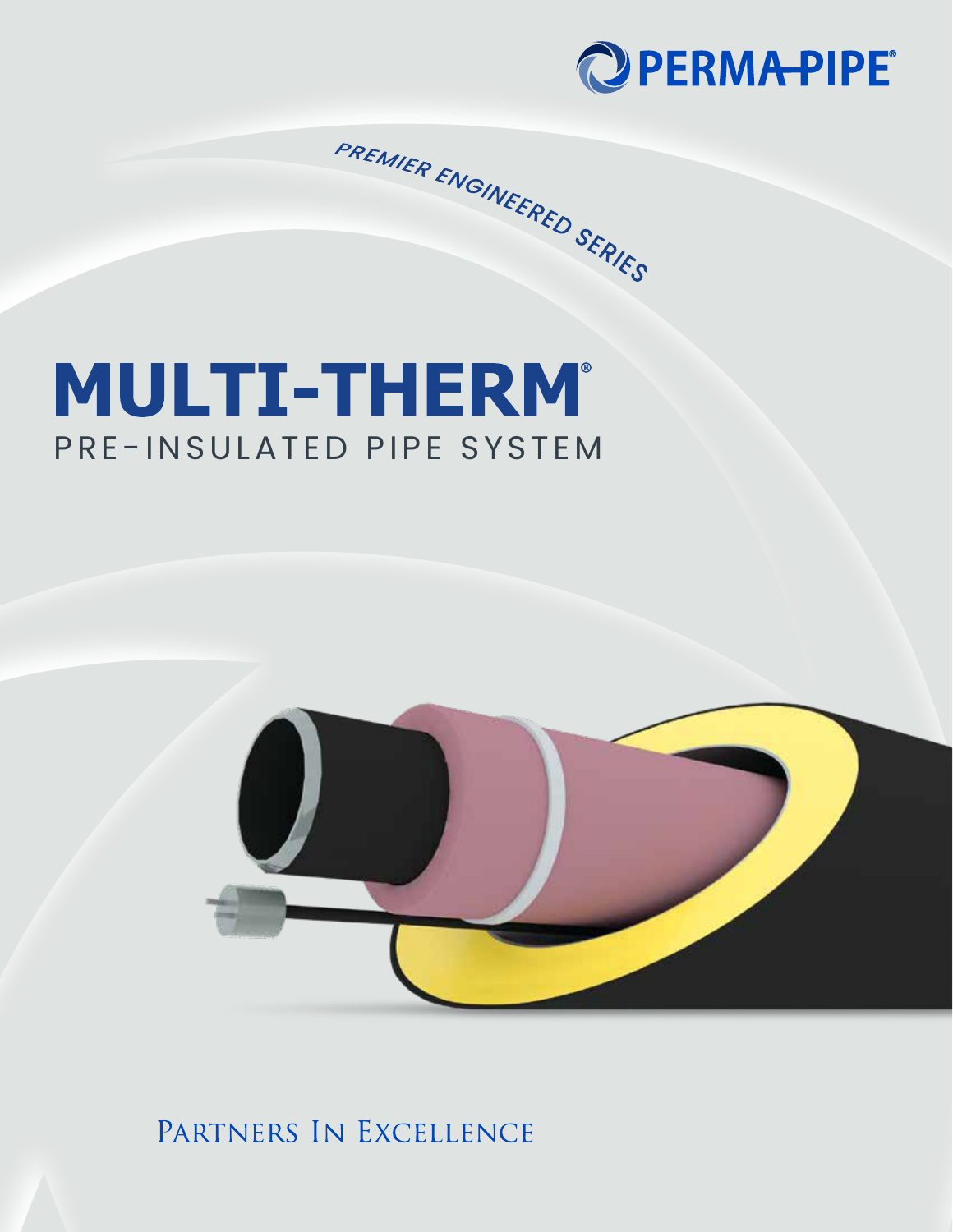PERMA-PIPE®

*PREMIER ENGINEERED SERIES*

# MULTI-THERM®

## PRE-INSULATED PIPE SYSTEM

Partners In Excellence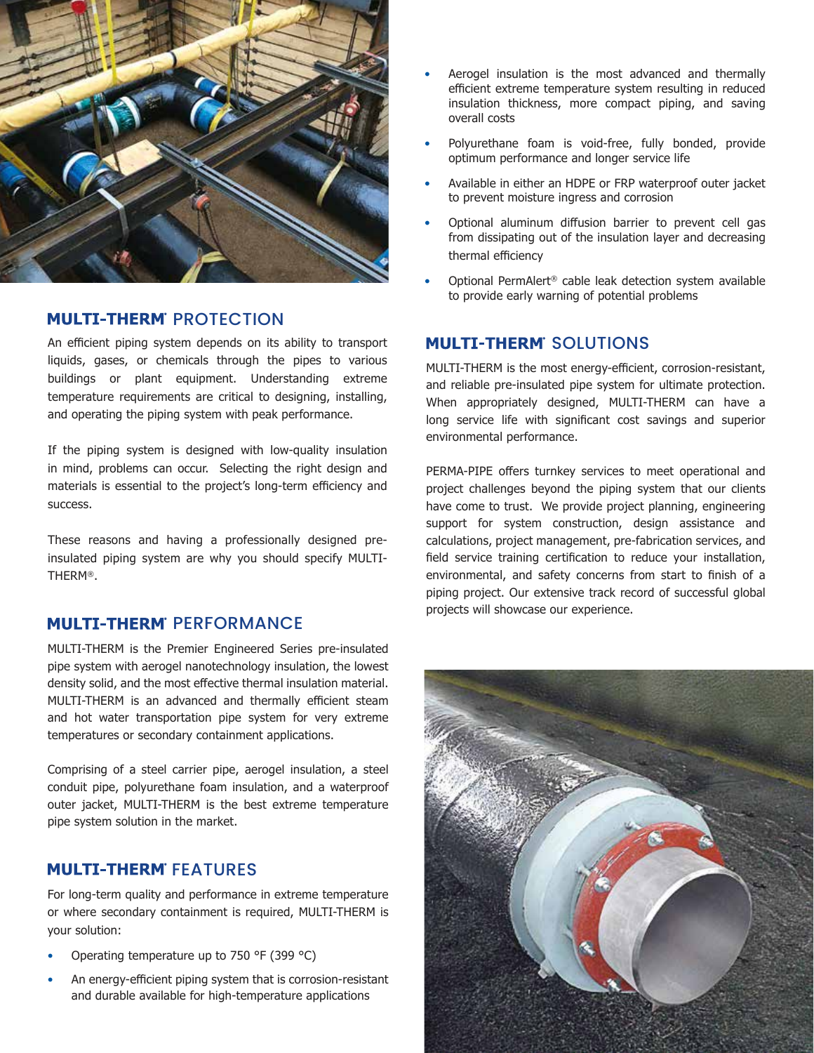## MULTI-THERM® PROTECTION

An efficient piping system depends on its ability to transport liquids, gases, or chemicals through the pipes to various buildings or plant equipment. Understanding extreme temperature requirements are critical to designing, installing, and operating the piping system with peak performance.

If the piping system is designed with low-quality insulation in mind, problems can occur. Selecting the right design and materials is essential to the project's long-term efficiency and success.

These reasons and having a professionally designed pre-insulated piping system are why you should specify MULTI-THERM®.

## MULTI-THERM® PERFORMANCE

MULTI-THERM is the Premier Engineered Series pre-insulated pipe system with aerogel nanotechnology insulation, the lowest density solid, and the most effective thermal insulation material. MULTI-THERM is an advanced and thermally efficient steam and hot water transportation pipe system for very extreme temperatures or secondary containment applications.

Comprising of a steel carrier pipe, aerogel insulation, a steel conduit pipe, polyurethane foam insulation, and a waterproof outer jacket, MULTI-THERM is the best extreme temperature pipe system solution in the market.

## MULTI-THERM® FEATURES

For long-term quality and performance in extreme temperature or where secondary containment is required, MULTI-THERM is your solution:

- Operating temperature up to 750 °F (399 °C)
- An energy-efficient piping system that is corrosion-resistant and durable available for high-temperature applications
- Aerogel insulation is the most advanced and thermally efficient extreme temperature system resulting in reduced insulation thickness, more compact piping, and saving overall costs
- Polyurethane foam is void-free, fully bonded, provide optimum performance and longer service life
- Available in either an HDPE or FRP waterproof outer jacket to prevent moisture ingress and corrosion
- Optional aluminum diffusion barrier to prevent cell gas from dissipating out of the insulation layer and decreasing thermal efficiency
- Optional PermAlert® cable leak detection system available to provide early warning of potential problems

## MULTI-THERM® SOLUTIONS

MULTI-THERM is the most energy-efficient, corrosion-resistant, and reliable pre-insulated pipe system for ultimate protection. When appropriately designed, MULTI-THERM can have a long service life with significant cost savings and superior environmental performance.

PERMA-PIPE offers turnkey services to meet operational and project challenges beyond the piping system that our clients have come to trust. We provide project planning, engineering support for system construction, design assistance and calculations, project management, pre-fabrication services, and field service training certification to reduce your installation, environmental, and safety concerns from start to finish of a piping project. Our extensive track record of successful global projects will showcase our experience.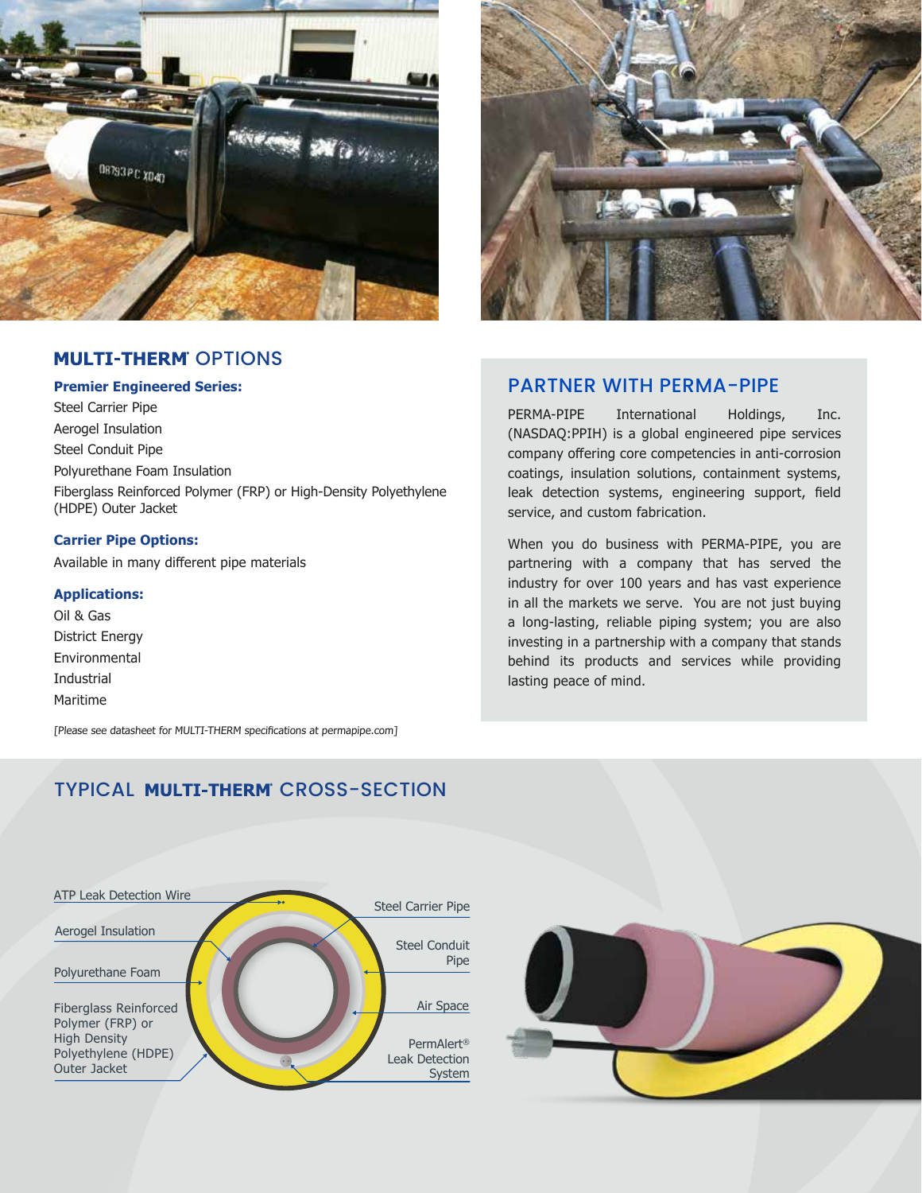## MULTI-THERM® OPTIONS

**Premier Engineered Series:**

Steel Carrier Pipe
Aerogel Insulation
Steel Conduit Pipe
Polyurethane Foam Insulation
Fiberglass Reinforced Polymer (FRP) or High-Density Polyethylene (HDPE) Outer Jacket

**Carrier Pipe Options:**

Available in many different pipe materials

**Applications:**

Oil & Gas
District Energy
Environmental
Industrial
Maritime

*[Please see datasheet for MULTI-THERM specifications at permapipe.com]*

## PARTNER WITH PERMA-PIPE

PERMA-PIPE International Holdings, Inc. (NASDAQ:PPIH) is a global engineered pipe services company offering core competencies in anti-corrosion coatings, insulation solutions, containment systems, leak detection systems, engineering support, field service, and custom fabrication.

When you do business with PERMA-PIPE, you are partnering with a company that has served the industry for over 100 years and has vast experience in all the markets we serve. You are not just buying a long-lasting, reliable piping system; you are also investing in a partnership with a company that stands behind its products and services while providing lasting peace of mind.

## TYPICAL MULTI-THERM® CROSS-SECTION

ATP Leak Detection Wire
Aerogel Insulation
Polyurethane Foam
Fiberglass Reinforced Polymer (FRP) or High Density Polyethylene (HDPE) Outer Jacket
Steel Carrier Pipe
Steel Conduit Pipe
Air Space
PermAlert® Leak Detection System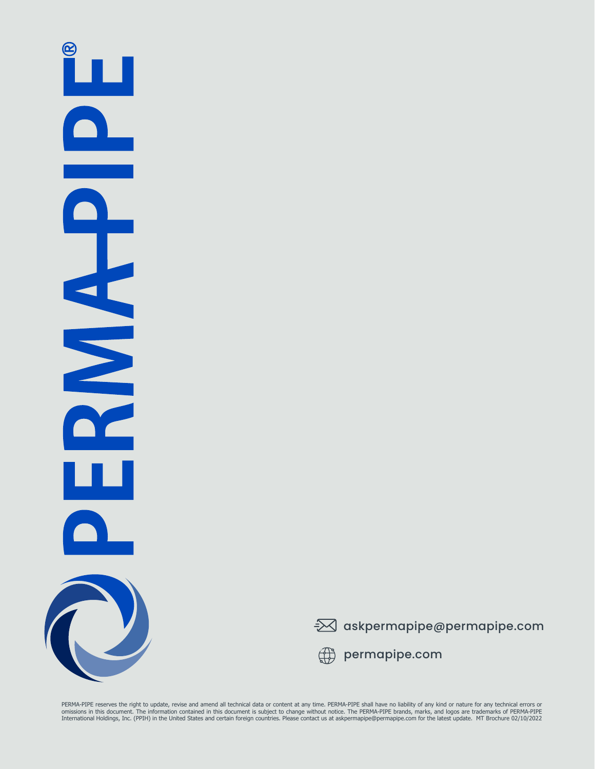PERMA-PIPE®

askpermapipe@permapipe.com

permapipe.com

PERMA-PIPE reserves the right to update, revise and amend all technical data or content at any time. PERMA-PIPE shall have no liability of any kind or nature for any technical errors or omissions in this document. The information contained in this document is subject to change without notice. The PERMA-PIPE brands, marks, and logos are trademarks of PERMA-PIPE International Holdings, Inc. (PPIH) in the United States and certain foreign countries. Please contact us at askpermapipe@permapipe.com for the latest update. MT Brochure 02/10/2022